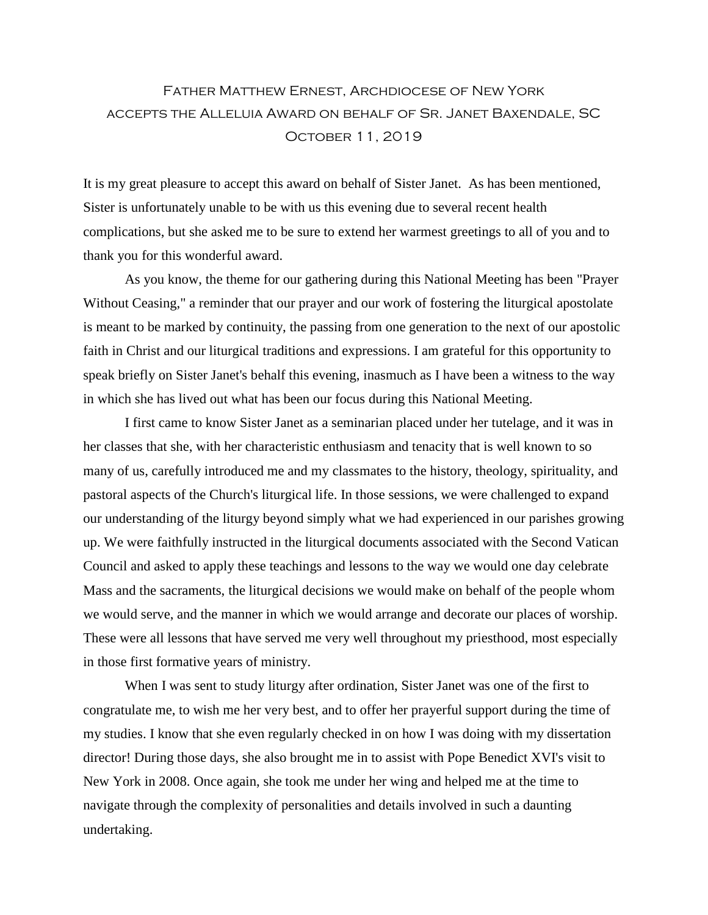# Father Matthew Ernest, Archdiocese of New York accepts the Alleluia Award on behalf of Sr. Janet Baxendale, SC October 11, 2019

It is my great pleasure to accept this award on behalf of Sister Janet. As has been mentioned, Sister is unfortunately unable to be with us this evening due to several recent health complications, but she asked me to be sure to extend her warmest greetings to all of you and to thank you for this wonderful award.

As you know, the theme for our gathering during this National Meeting has been "Prayer Without Ceasing," a reminder that our prayer and our work of fostering the liturgical apostolate is meant to be marked by continuity, the passing from one generation to the next of our apostolic faith in Christ and our liturgical traditions and expressions. I am grateful for this opportunity to speak briefly on Sister Janet's behalf this evening, inasmuch as I have been a witness to the way in which she has lived out what has been our focus during this National Meeting.

I first came to know Sister Janet as a seminarian placed under her tutelage, and it was in her classes that she, with her characteristic enthusiasm and tenacity that is well known to so many of us, carefully introduced me and my classmates to the history, theology, spirituality, and pastoral aspects of the Church's liturgical life. In those sessions, we were challenged to expand our understanding of the liturgy beyond simply what we had experienced in our parishes growing up. We were faithfully instructed in the liturgical documents associated with the Second Vatican Council and asked to apply these teachings and lessons to the way we would one day celebrate Mass and the sacraments, the liturgical decisions we would make on behalf of the people whom we would serve, and the manner in which we would arrange and decorate our places of worship. These were all lessons that have served me very well throughout my priesthood, most especially in those first formative years of ministry.

When I was sent to study liturgy after ordination, Sister Janet was one of the first to congratulate me, to wish me her very best, and to offer her prayerful support during the time of my studies. I know that she even regularly checked in on how I was doing with my dissertation director! During those days, she also brought me in to assist with Pope Benedict XVI's visit to New York in 2008. Once again, she took me under her wing and helped me at the time to navigate through the complexity of personalities and details involved in such a daunting undertaking.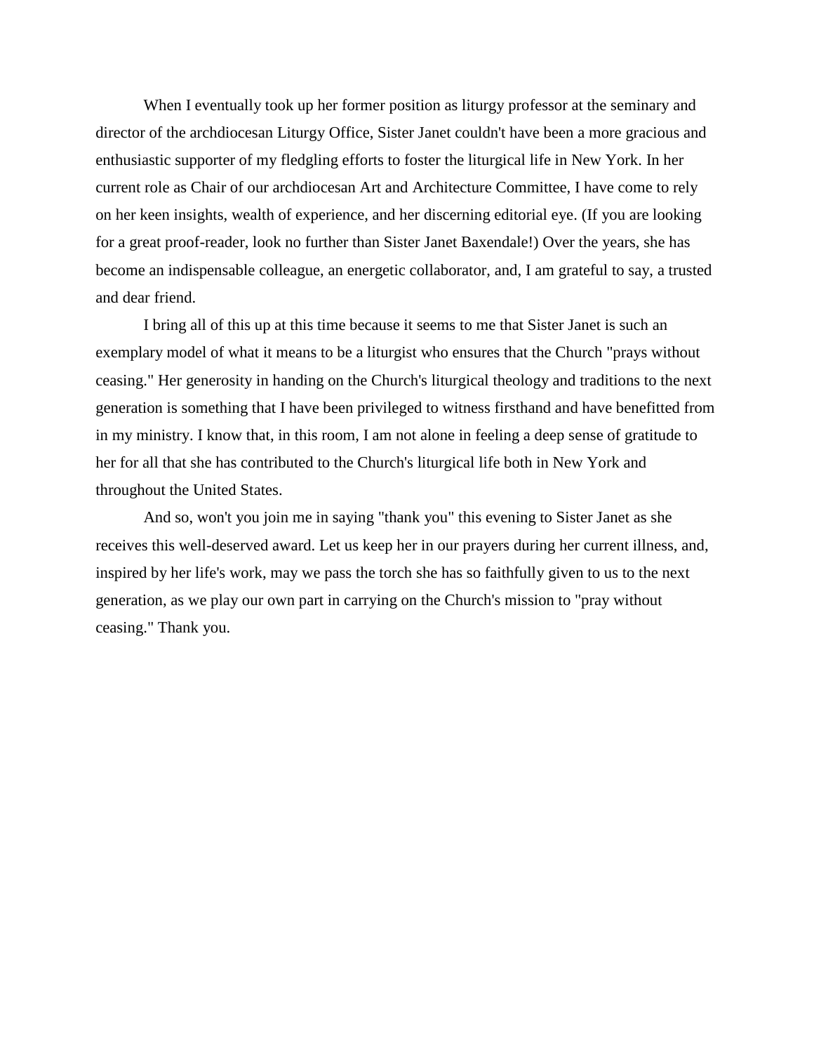When I eventually took up her former position as liturgy professor at the seminary and director of the archdiocesan Liturgy Office, Sister Janet couldn't have been a more gracious and enthusiastic supporter of my fledgling efforts to foster the liturgical life in New York. In her current role as Chair of our archdiocesan Art and Architecture Committee, I have come to rely on her keen insights, wealth of experience, and her discerning editorial eye. (If you are looking for a great proof-reader, look no further than Sister Janet Baxendale!) Over the years, she has become an indispensable colleague, an energetic collaborator, and, I am grateful to say, a trusted and dear friend.

I bring all of this up at this time because it seems to me that Sister Janet is such an exemplary model of what it means to be a liturgist who ensures that the Church "prays without ceasing." Her generosity in handing on the Church's liturgical theology and traditions to the next generation is something that I have been privileged to witness firsthand and have benefitted from in my ministry. I know that, in this room, I am not alone in feeling a deep sense of gratitude to her for all that she has contributed to the Church's liturgical life both in New York and throughout the United States.

And so, won't you join me in saying "thank you" this evening to Sister Janet as she receives this well-deserved award. Let us keep her in our prayers during her current illness, and, inspired by her life's work, may we pass the torch she has so faithfully given to us to the next generation, as we play our own part in carrying on the Church's mission to "pray without ceasing." Thank you.